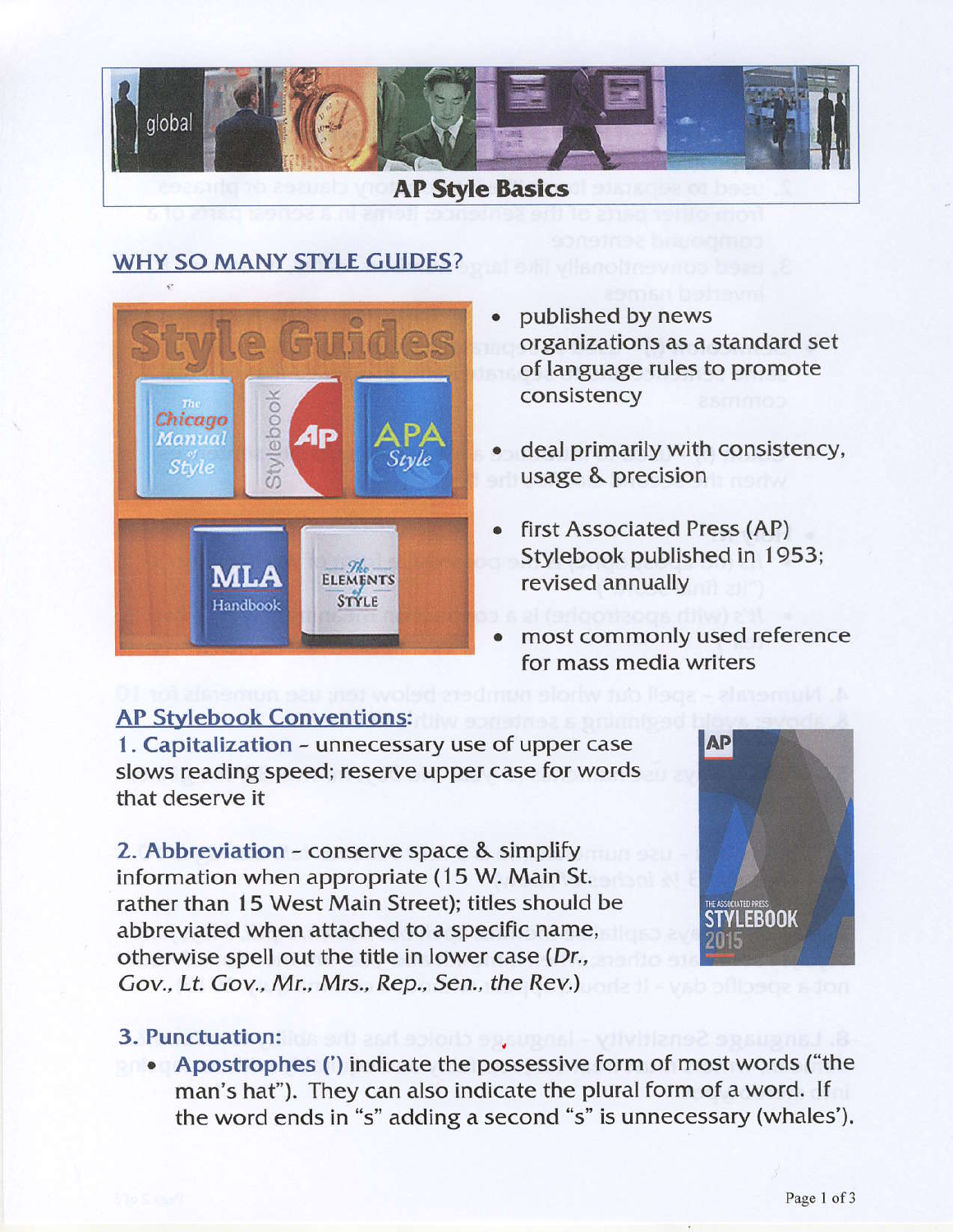# AP Style Basics

## WHY SO MANY STYLE GUIDES?

- published by news organizations as a standard set of language rules to promote consistency
- deal primarily with consistency, usage & precision
- first Associated Press (AP) Stylebook published in 1953; revised annually
- most commonly used reference for mass media writers

## AP Stylebook Conventions:

**1. Capitalization** - unnecessary use of upper case slows reading speed; reserve upper case for words that deserve it

**2. Abbreviation** - conserve space & simplify information when appropriate (15 W. Main St. rather than 15 West Main Street); titles should be abbreviated when attached to a specific name, otherwise spell out the title in lower case (*Dr., Gov., Lt. Gov., Mr., Mrs., Rep., Sen., the Rev.*)

**3. Punctuation:**

- **Apostrophes (')** indicate the possessive form of most words ("the man's hat"). They can also indicate the plural form of a word. If the word ends in "s" adding a second "s" is unnecessary (whales').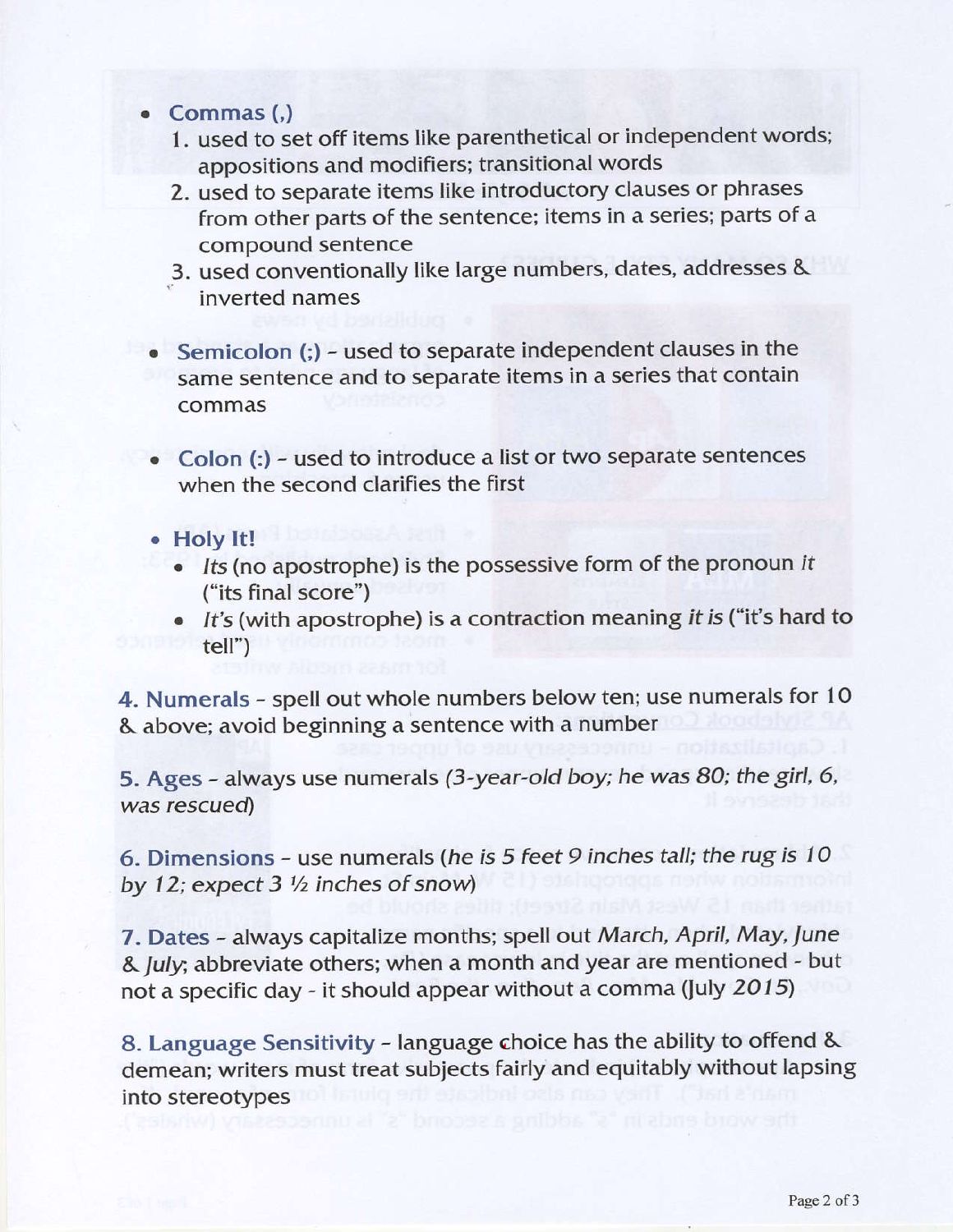- **Commas (,)**
  1. used to set off items like parenthetical or independent words; appositions and modifiers; transitional words
  2. used to separate items like introductory clauses or phrases from other parts of the sentence; items in a series; parts of a compound sentence
  3. used conventionally like large numbers, dates, addresses & inverted names

- **Semicolon (;)** - used to separate independent clauses in the same sentence and to separate items in a series that contain commas

- **Colon (:)** - used to introduce a list or two separate sentences when the second clarifies the first

- **Holy It!**
  - *Its* (no apostrophe) is the possessive form of the pronoun *it* ("its final score")
  - *It's* (with apostrophe) is a contraction meaning *it is* ("it's hard to tell")

**4. Numerals** - spell out whole numbers below ten; use numerals for 10 & above; avoid beginning a sentence with a number

**5. Ages** - always use numerals (*3-year-old boy; he was 80; the girl, 6, was rescued*)

**6. Dimensions** - use numerals (*he is 5 feet 9 inches tall; the rug is 10 by 12; expect 3 ½ inches of snow*)

**7. Dates** - always capitalize months; spell out *March, April, May, June & July*; abbreviate others; when a month and year are mentioned - but not a specific day - it should appear without a comma (*July 2015*)

**8. Language Sensitivity** - language choice has the ability to offend & demean; writers must treat subjects fairly and equitably without lapsing into stereotypes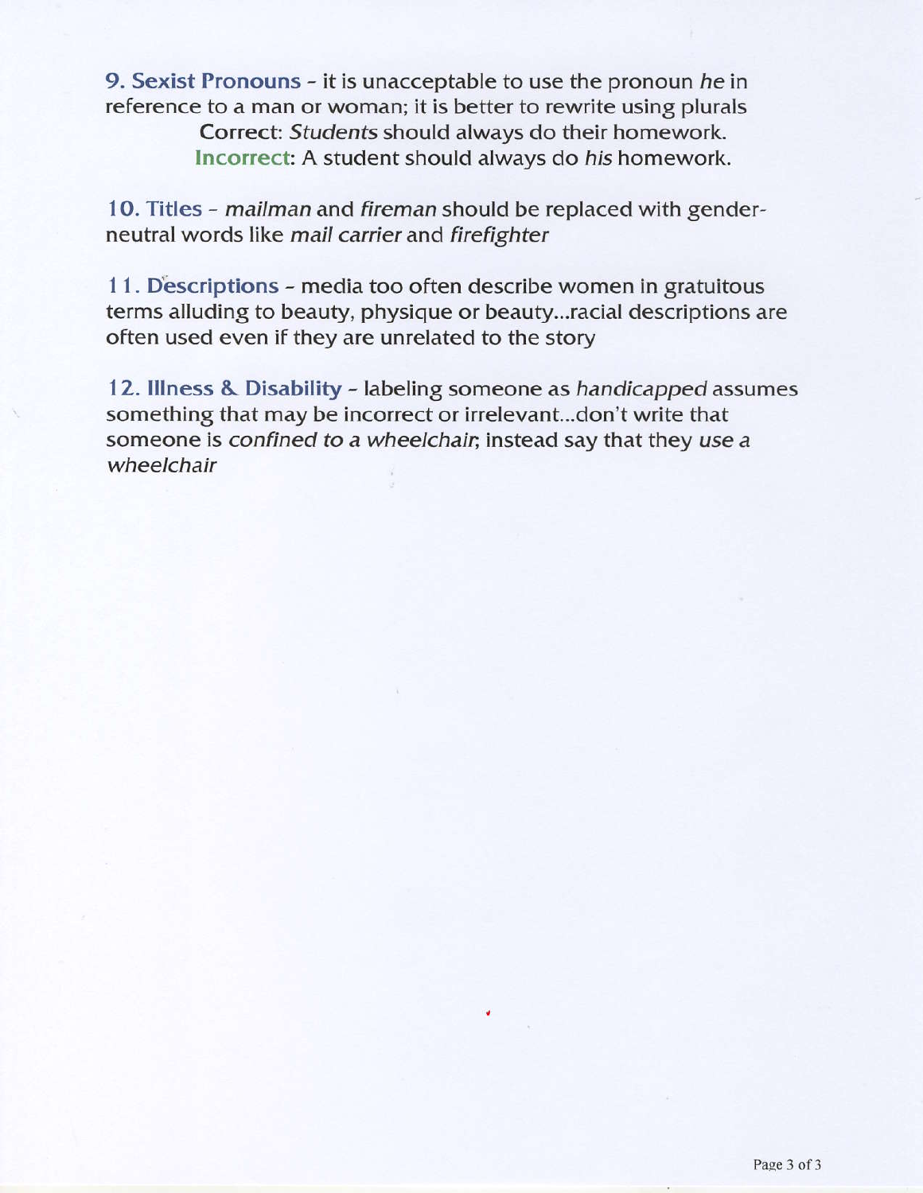**9. Sexist Pronouns** - it is unacceptable to use the pronoun *he* in reference to a man or woman; it is better to rewrite using plurals

Correct: *Students* should always do their homework.

**Incorrect**: A student should always do *his* homework.

**10. Titles** - *mailman* and *fireman* should be replaced with gender-neutral words like *mail carrier* and *firefighter*

**11. Descriptions** - media too often describe women in gratuitous terms alluding to beauty, physique or beauty...racial descriptions are often used even if they are unrelated to the story

**12. Illness & Disability** - labeling someone as *handicapped* assumes something that may be incorrect or irrelevant...don't write that someone is *confined to a wheelchair*, instead say that they *use a wheelchair*